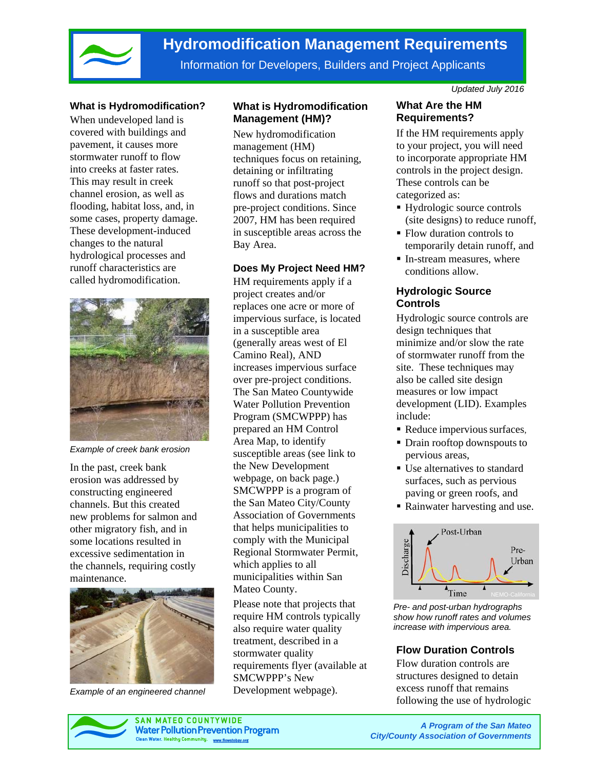# Hydromodification Management Requirements

Information for Developers, Builders and Project Applicants

*Updated July 2016*

## What is Hydromodification?

When undeveloped land is covered with buildings and pavement, it causes more stormwater runoff to flow into creeks at faster rates. This may result in creek channel erosion, as well as flooding, habitat loss, and, in some cases, property damage. These development-induced changes to the natural hydrological processes and runoff characteristics are called hydromodification.

*Example of creek bank erosion*

In the past, creek bank erosion was addressed by constructing engineered channels. But this created new problems for salmon and other migratory fish, and in some locations resulted in excessive sedimentation in the channels, requiring costly maintenance.

*Example of an engineered channel*

## What is Hydromodification Management (HM)?

New hydromodification management (HM) techniques focus on retaining, detaining or infiltrating runoff so that post-project flows and durations match pre-project conditions. Since 2007, HM has been required in susceptible areas across the Bay Area.

## Does My Project Need HM?

HM requirements apply if a project creates and/or replaces one acre or more of impervious surface, is located in a susceptible area (generally areas west of El Camino Real), AND increases impervious surface over pre-project conditions. The San Mateo Countywide Water Pollution Prevention Program (SMCWPPP) has prepared an HM Control Area Map, to identify susceptible areas (see link to the New Development webpage, on back page.) SMCWPPP is a program of the San Mateo City/County Association of Governments that helps municipalities to comply with the Municipal Regional Stormwater Permit, which applies to all municipalities within San Mateo County.

Please note that projects that require HM controls typically also require water quality treatment, described in a stormwater quality requirements flyer (available at SMCWPPP's New Development webpage).

## What Are the HM Requirements?

If the HM requirements apply to your project, you will need to incorporate appropriate HM controls in the project design. These controls can be categorized as:

- Hydrologic source controls (site designs) to reduce runoff,
- Flow duration controls to temporarily detain runoff, and
- In-stream measures, where conditions allow.

## Hydrologic Source Controls

Hydrologic source controls are design techniques that minimize and/or slow the rate of stormwater runoff from the site. These techniques may also be called site design measures or low impact development (LID). Examples include:

- Reduce impervious surfaces,
- Drain rooftop downspouts to pervious areas,
- Use alternatives to standard surfaces, such as pervious paving or green roofs, and
- Rainwater harvesting and use.

*Pre- and post-urban hydrographs show how runoff rates and volumes increase with impervious area.*

## Flow Duration Controls

Flow duration controls are structures designed to detain excess runoff that remains following the use of hydrologic

SAN MATEO COUNTYWIDE Water Pollution Prevention Program — Clean Water. Healthy Community. www.flowstobay.org

*A Program of the San Mateo City/County Association of Governments*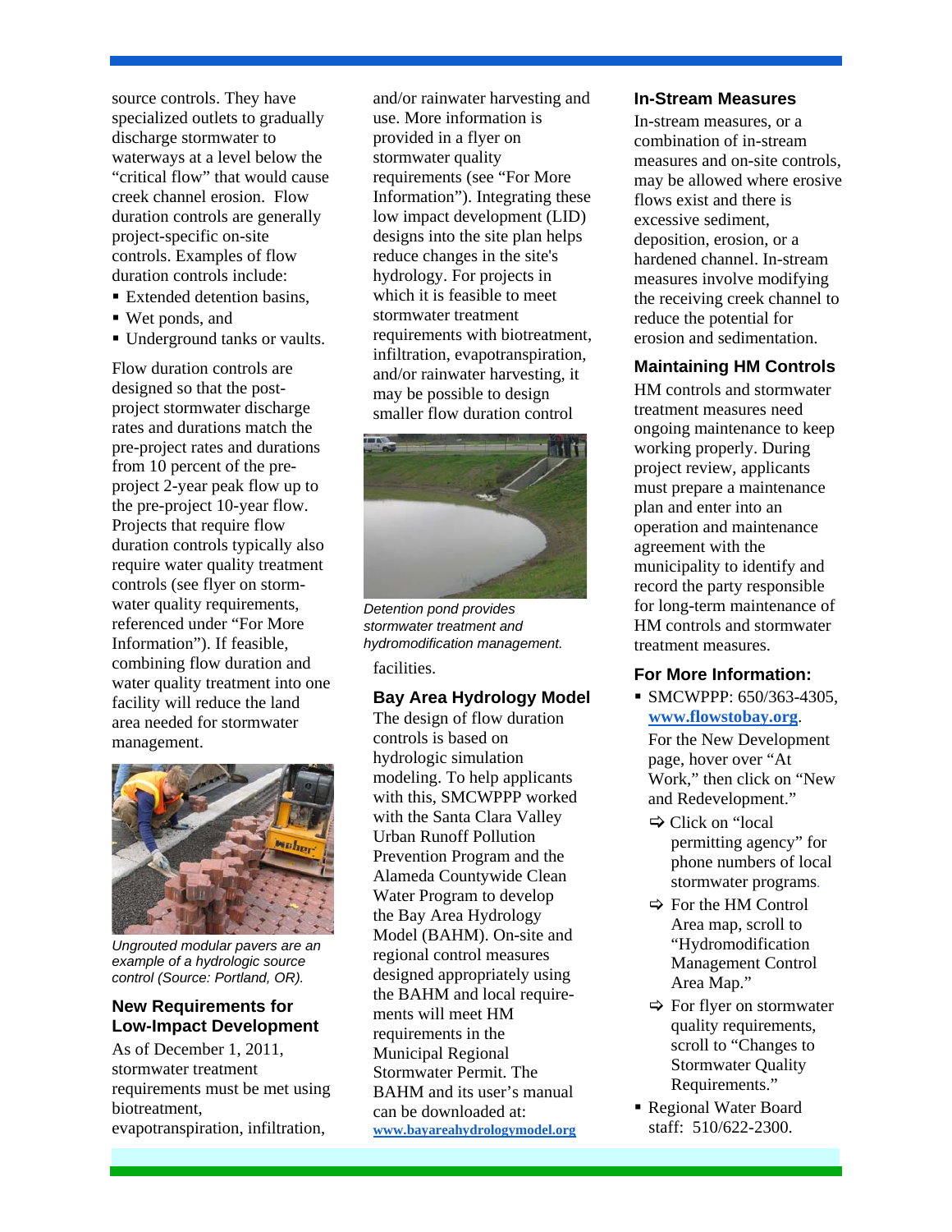source controls. They have specialized outlets to gradually discharge stormwater to waterways at a level below the "critical flow" that would cause creek channel erosion. Flow duration controls are generally project-specific on-site controls. Examples of flow duration controls include:

- Extended detention basins,
- Wet ponds, and
- Underground tanks or vaults.

Flow duration controls are designed so that the post-project stormwater discharge rates and durations match the pre-project rates and durations from 10 percent of the pre-project 2-year peak flow up to the pre-project 10-year flow. Projects that require flow duration controls typically also require water quality treatment controls (see flyer on storm-water quality requirements, referenced under "For More Information"). If feasible, combining flow duration and water quality treatment into one facility will reduce the land area needed for stormwater management.

*Ungrouted modular pavers are an example of a hydrologic source control (Source: Portland, OR).*

### New Requirements for Low-Impact Development

As of December 1, 2011, stormwater treatment requirements must be met using biotreatment, evapotranspiration, infiltration, and/or rainwater harvesting and use. More information is provided in a flyer on stormwater quality requirements (see "For More Information"). Integrating these low impact development (LID) designs into the site plan helps reduce changes in the site's hydrology. For projects in which it is feasible to meet stormwater treatment requirements with biotreatment, infiltration, evapotranspiration, and/or rainwater harvesting, it may be possible to design smaller flow duration control facilities.

*Detention pond provides stormwater treatment and hydromodification management.*

### Bay Area Hydrology Model

The design of flow duration controls is based on hydrologic simulation modeling. To help applicants with this, SMCWPPP worked with the Santa Clara Valley Urban Runoff Pollution Prevention Program and the Alameda Countywide Clean Water Program to develop the Bay Area Hydrology Model (BAHM). On-site and regional control measures designed appropriately using the BAHM and local require-ments will meet HM requirements in the Municipal Regional Stormwater Permit. The BAHM and its user's manual can be downloaded at: **www.bayareahydrologymodel.org**

### In-Stream Measures

In-stream measures, or a combination of in-stream measures and on-site controls, may be allowed where erosive flows exist and there is excessive sediment, deposition, erosion, or a hardened channel. In-stream measures involve modifying the receiving creek channel to reduce the potential for erosion and sedimentation.

### Maintaining HM Controls

HM controls and stormwater treatment measures need ongoing maintenance to keep working properly. During project review, applicants must prepare a maintenance plan and enter into an operation and maintenance agreement with the municipality to identify and record the party responsible for long-term maintenance of HM controls and stormwater treatment measures.

### For More Information:

- SMCWPPP: 650/363-4305, **www.flowstobay.org**.
  For the New Development page, hover over "At Work," then click on "New and Redevelopment."
  - ⇨ Click on "local permitting agency" for phone numbers of local stormwater programs.
  - ⇨ For the HM Control Area map, scroll to "Hydromodification Management Control Area Map."
  - ⇨ For flyer on stormwater quality requirements, scroll to "Changes to Stormwater Quality Requirements."
- Regional Water Board staff: 510/622-2300.